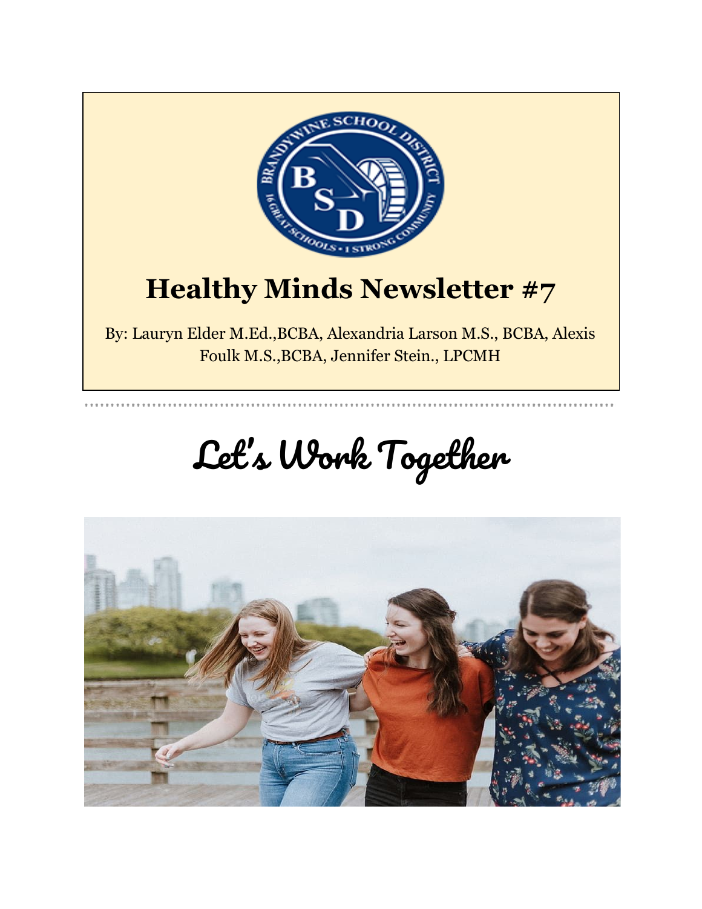# Healthy Minds Newsletter #7

By: Lauryn Elder M.Ed.,BCBA, Alexandria Larson M.S., BCBA, Alexis Foulk M.S.,BCBA, Jennifer Stein., LPCMH

# Let's Work Together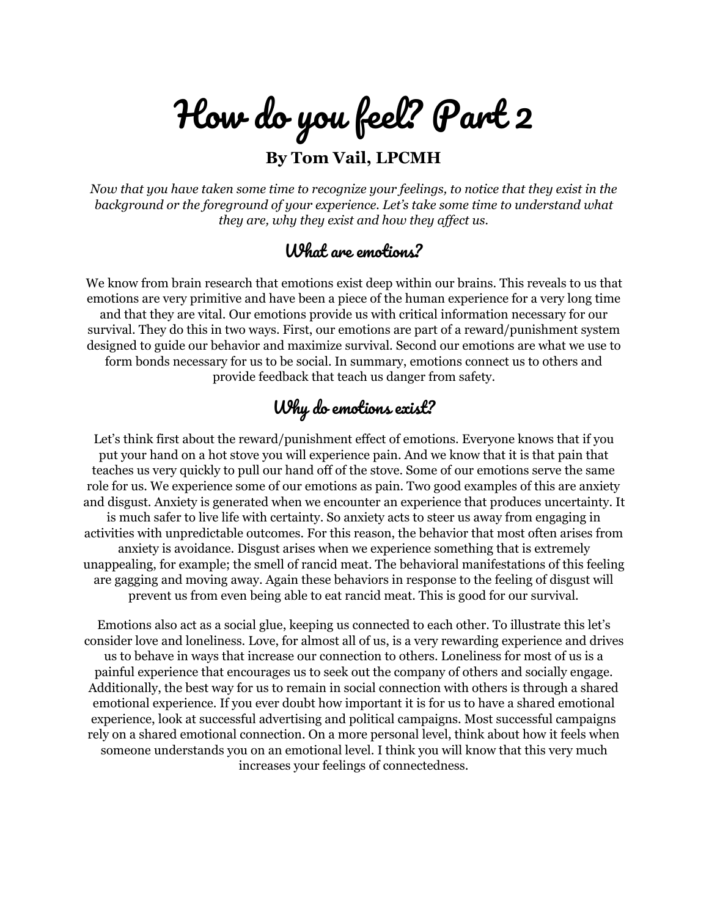# How do you feel? Part 2

**By Tom Vail, LPCMH**

*Now that you have taken some time to recognize your feelings, to notice that they exist in the background or the foreground of your experience. Let's take some time to understand what they are, why they exist and how they affect us.*

## What are emotions?

We know from brain research that emotions exist deep within our brains. This reveals to us that emotions are very primitive and have been a piece of the human experience for a very long time and that they are vital. Our emotions provide us with critical information necessary for our survival. They do this in two ways. First, our emotions are part of a reward/punishment system designed to guide our behavior and maximize survival. Second our emotions are what we use to form bonds necessary for us to be social. In summary, emotions connect us to others and provide feedback that teach us danger from safety.

## Why do emotions exist?

Let's think first about the reward/punishment effect of emotions. Everyone knows that if you put your hand on a hot stove you will experience pain. And we know that it is that pain that teaches us very quickly to pull our hand off of the stove. Some of our emotions serve the same role for us. We experience some of our emotions as pain. Two good examples of this are anxiety and disgust. Anxiety is generated when we encounter an experience that produces uncertainty. It is much safer to live life with certainty. So anxiety acts to steer us away from engaging in activities with unpredictable outcomes. For this reason, the behavior that most often arises from anxiety is avoidance. Disgust arises when we experience something that is extremely unappealing, for example; the smell of rancid meat. The behavioral manifestations of this feeling are gagging and moving away. Again these behaviors in response to the feeling of disgust will prevent us from even being able to eat rancid meat. This is good for our survival.

Emotions also act as a social glue, keeping us connected to each other. To illustrate this let's consider love and loneliness. Love, for almost all of us, is a very rewarding experience and drives us to behave in ways that increase our connection to others. Loneliness for most of us is a painful experience that encourages us to seek out the company of others and socially engage. Additionally, the best way for us to remain in social connection with others is through a shared emotional experience. If you ever doubt how important it is for us to have a shared emotional experience, look at successful advertising and political campaigns. Most successful campaigns rely on a shared emotional connection. On a more personal level, think about how it feels when someone understands you on an emotional level. I think you will know that this very much increases your feelings of connectedness.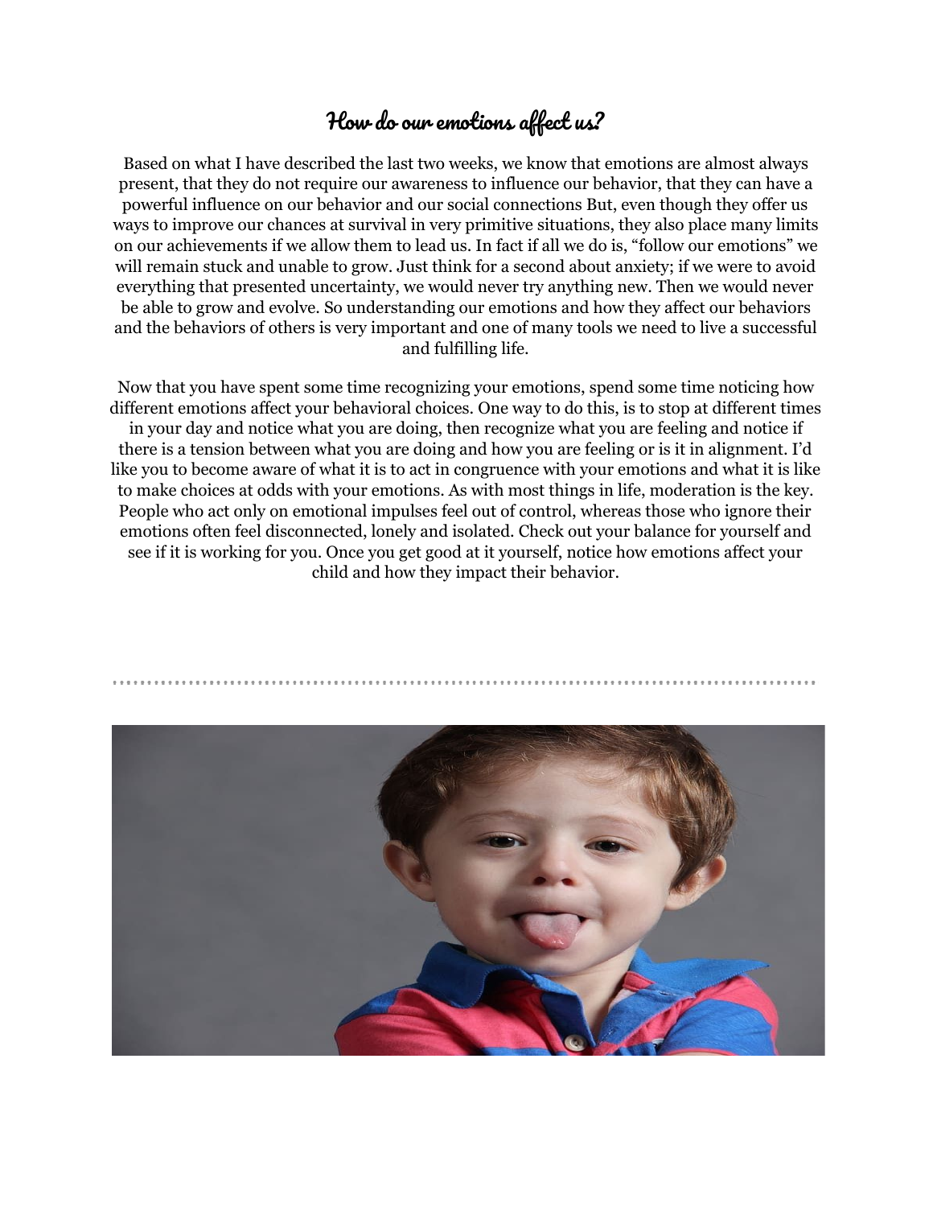# How do our emotions affect us?

Based on what I have described the last two weeks, we know that emotions are almost always present, that they do not require our awareness to influence our behavior, that they can have a powerful influence on our behavior and our social connections But, even though they offer us ways to improve our chances at survival in very primitive situations, they also place many limits on our achievements if we allow them to lead us. In fact if all we do is, "follow our emotions" we will remain stuck and unable to grow. Just think for a second about anxiety; if we were to avoid everything that presented uncertainty, we would never try anything new. Then we would never be able to grow and evolve. So understanding our emotions and how they affect our behaviors and the behaviors of others is very important and one of many tools we need to live a successful and fulfilling life.

Now that you have spent some time recognizing your emotions, spend some time noticing how different emotions affect your behavioral choices. One way to do this, is to stop at different times in your day and notice what you are doing, then recognize what you are feeling and notice if there is a tension between what you are doing and how you are feeling or is it in alignment. I'd like you to become aware of what it is to act in congruence with your emotions and what it is like to make choices at odds with your emotions. As with most things in life, moderation is the key. People who act only on emotional impulses feel out of control, whereas those who ignore their emotions often feel disconnected, lonely and isolated. Check out your balance for yourself and see if it is working for you. Once you get good at it yourself, notice how emotions affect your child and how they impact their behavior.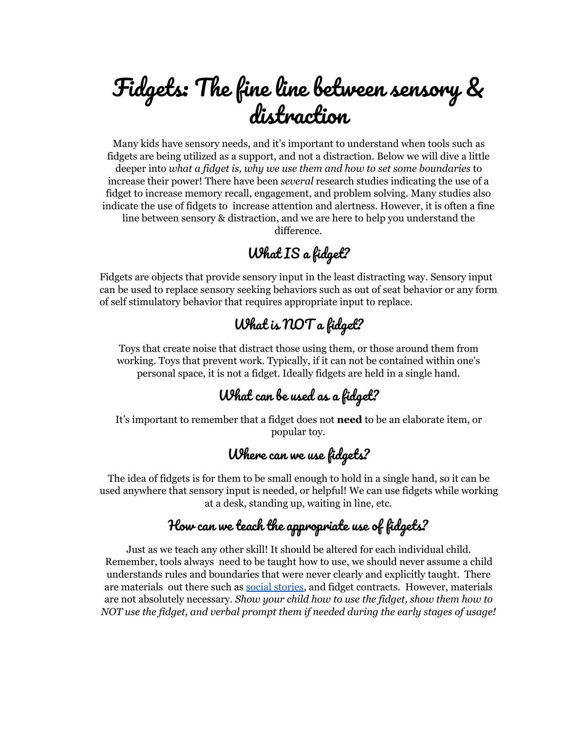# Fidgets: The fine line between sensory & distraction

Many kids have sensory needs, and it's important to understand when tools such as fidgets are being utilized as a support, and not a distraction. Below we will dive a little deeper into *what a fidget is, why we use them and how to set some boundaries* to increase their power! There have been *several* research studies indicating the use of a fidget to increase memory recall, engagement, and problem solving. Many studies also indicate the use of fidgets to increase attention and alertness. However, it is often a fine line between sensory & distraction, and we are here to help you understand the difference.

## What IS a fidget?

Fidgets are objects that provide sensory input in the least distracting way. Sensory input can be used to replace sensory seeking behaviors such as out of seat behavior or any form of self stimulatory behavior that requires appropriate input to replace.

## What is NOT a fidget?

Toys that create noise that distract those using them, or those around them from working. Toys that prevent work. Typically, if it can not be contained within one's personal space, it is not a fidget. Ideally fidgets are held in a single hand.

## What can be used as a fidget?

It's important to remember that a fidget does not **need** to be an elaborate item, or popular toy.

## Where can we use fidgets?

The idea of fidgets is for them to be small enough to hold in a single hand, so it can be used anywhere that sensory input is needed, or helpful! We can use fidgets while working at a desk, standing up, waiting in line, etc.

## How can we teach the appropriate use of fidgets?

Just as we teach any other skill! It should be altered for each individual child. Remember, tools always need to be taught how to use, we should never assume a child understands rules and boundaries that were never clearly and explicitly taught. There are materials out there such as social stories, and fidget contracts. However, materials are not absolutely necessary. *Show your child how to use the fidget, show them how to NOT use the fidget, and verbal prompt them if needed during the early stages of usage!*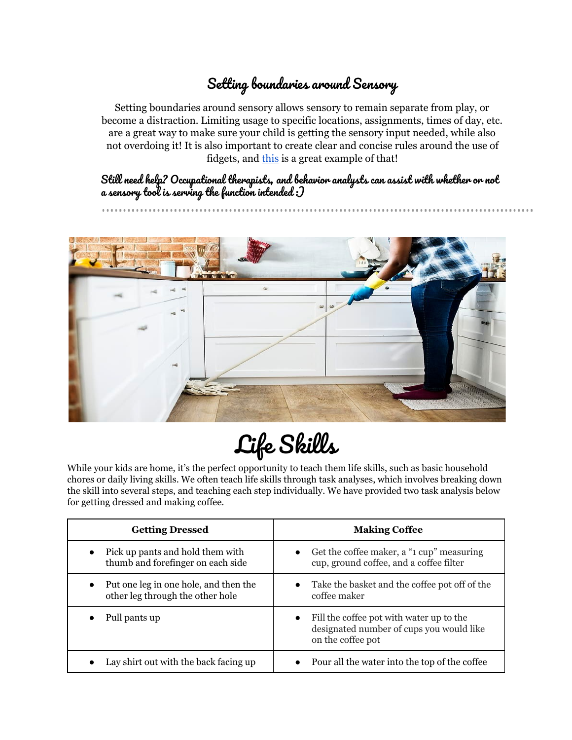## Setting boundaries around Sensory

Setting boundaries around sensory allows sensory to remain separate from play, or become a distraction. Limiting usage to specific locations, assignments, times of day, etc. are a great way to make sure your child is getting the sensory input needed, while also not overdoing it! It is also important to create clear and concise rules around the use of fidgets, and this is a great example of that!

**Still need help? Occupational therapists, and behavior analysts can assist with whether or not a sensory tool is serving the function intended :)**

# Life Skills

While your kids are home, it's the perfect opportunity to teach them life skills, such as basic household chores or daily living skills. We often teach life skills through task analyses, which involves breaking down the skill into several steps, and teaching each step individually. We have provided two task analysis below for getting dressed and making coffee.

| Getting Dressed | Making Coffee |
|---|---|
| • Pick up pants and hold them with thumb and forefinger on each side | • Get the coffee maker, a "1 cup" measuring cup, ground coffee, and a coffee filter |
| • Put one leg in one hole, and then the other leg through the other hole | • Take the basket and the coffee pot off of the coffee maker |
| • Pull pants up | • Fill the coffee pot with water up to the designated number of cups you would like on the coffee pot |
| • Lay shirt out with the back facing up | • Pour all the water into the top of the coffee |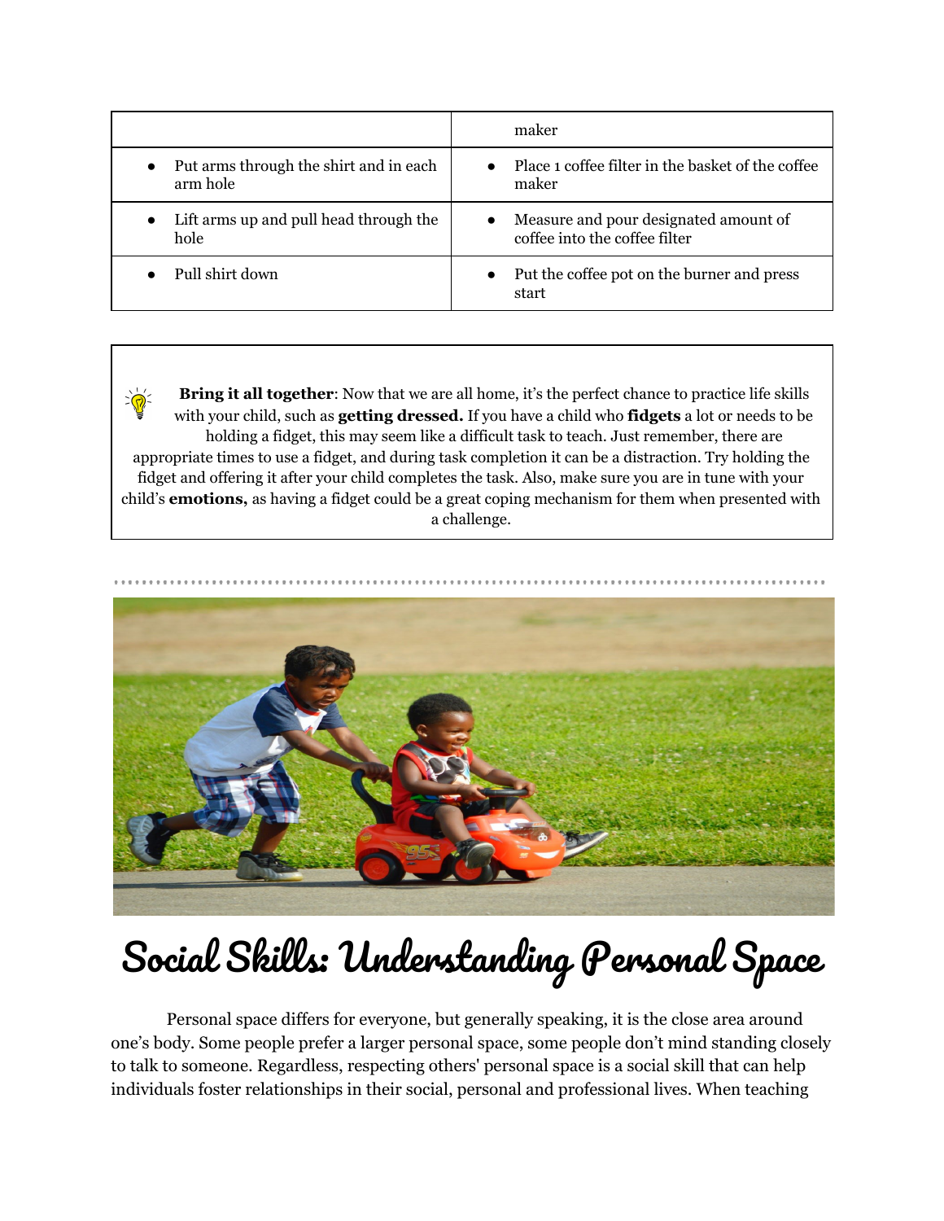| | |
|---|---|
| | maker |
| • Put arms through the shirt and in each arm hole | • Place 1 coffee filter in the basket of the coffee maker |
| • Lift arms up and pull head through the hole | • Measure and pour designated amount of coffee into the coffee filter |
| • Pull shirt down | • Put the coffee pot on the burner and press start |

**Bring it all together**: Now that we are all home, it's the perfect chance to practice life skills with your child, such as **getting dressed.** If you have a child who **fidgets** a lot or needs to be holding a fidget, this may seem like a difficult task to teach. Just remember, there are appropriate times to use a fidget, and during task completion it can be a distraction. Try holding the fidget and offering it after your child completes the task. Also, make sure you are in tune with your child's **emotions,** as having a fidget could be a great coping mechanism for them when presented with a challenge.

# Social Skills: Understanding Personal Space

Personal space differs for everyone, but generally speaking, it is the close area around one's body. Some people prefer a larger personal space, some people don't mind standing closely to talk to someone. Regardless, respecting others' personal space is a social skill that can help individuals foster relationships in their social, personal and professional lives. When teaching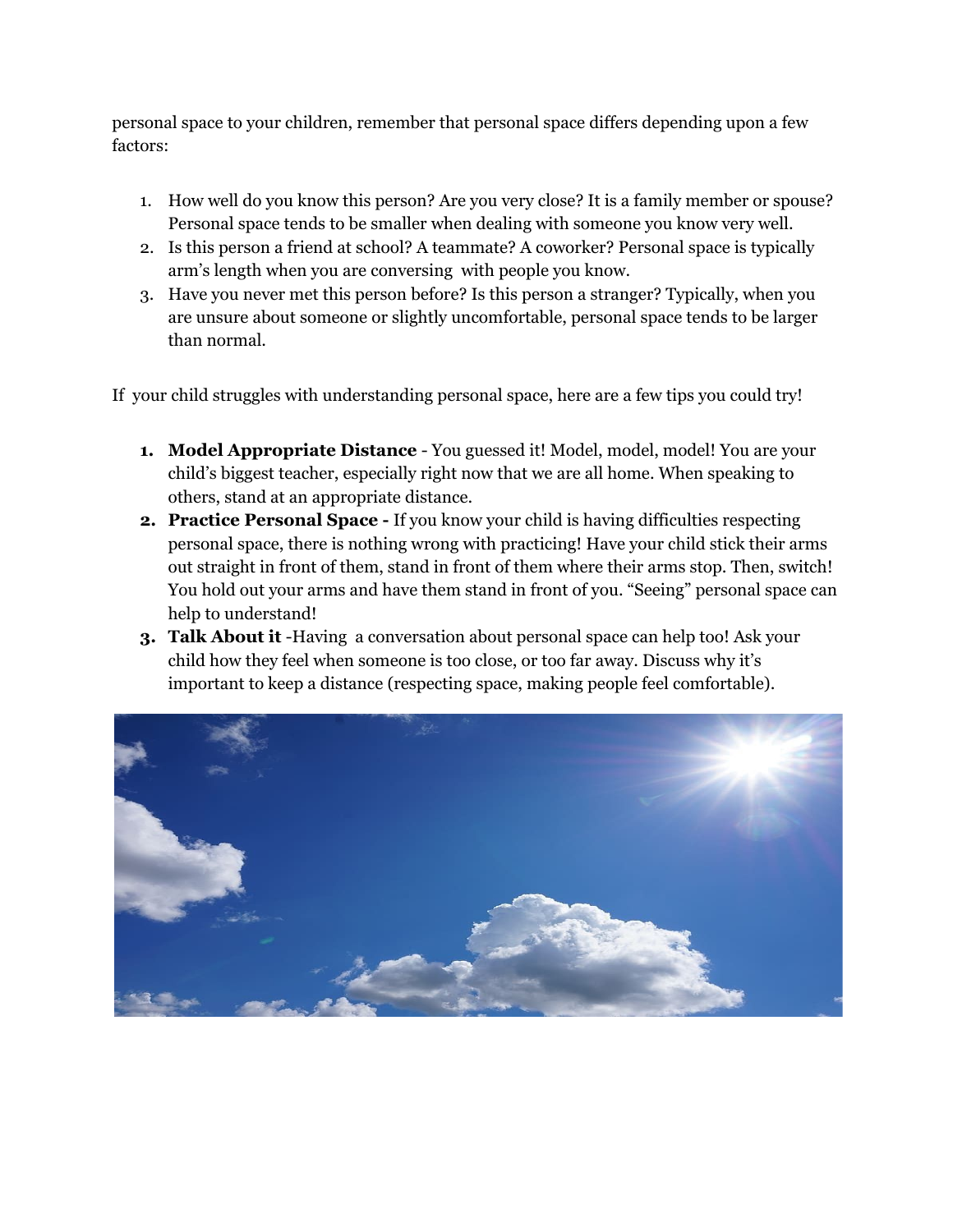personal space to your children, remember that personal space differs depending upon a few factors:

1. How well do you know this person? Are you very close? It is a family member or spouse? Personal space tends to be smaller when dealing with someone you know very well.
2. Is this person a friend at school? A teammate? A coworker? Personal space is typically arm's length when you are conversing with people you know.
3. Have you never met this person before? Is this person a stranger? Typically, when you are unsure about someone or slightly uncomfortable, personal space tends to be larger than normal.

If your child struggles with understanding personal space, here are a few tips you could try!

1. **Model Appropriate Distance** - You guessed it! Model, model, model! You are your child's biggest teacher, especially right now that we are all home. When speaking to others, stand at an appropriate distance.
2. **Practice Personal Space -** If you know your child is having difficulties respecting personal space, there is nothing wrong with practicing! Have your child stick their arms out straight in front of them, stand in front of them where their arms stop. Then, switch! You hold out your arms and have them stand in front of you. "Seeing" personal space can help to understand!
3. **Talk About it** -Having a conversation about personal space can help too! Ask your child how they feel when someone is too close, or too far away. Discuss why it's important to keep a distance (respecting space, making people feel comfortable).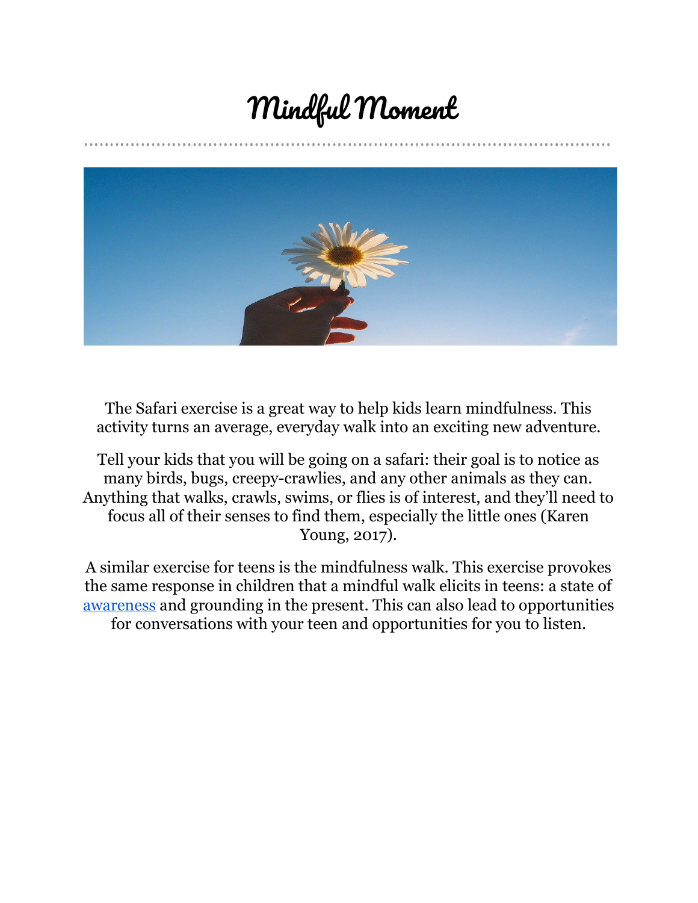# Mindful Moment

The Safari exercise is a great way to help kids learn mindfulness. This activity turns an average, everyday walk into an exciting new adventure.

Tell your kids that you will be going on a safari: their goal is to notice as many birds, bugs, creepy-crawlies, and any other animals as they can. Anything that walks, crawls, swims, or flies is of interest, and they'll need to focus all of their senses to find them, especially the little ones (Karen Young, 2017).

A similar exercise for teens is the mindfulness walk. This exercise provokes the same response in children that a mindful walk elicits in teens: a state of awareness and grounding in the present. This can also lead to opportunities for conversations with your teen and opportunities for you to listen.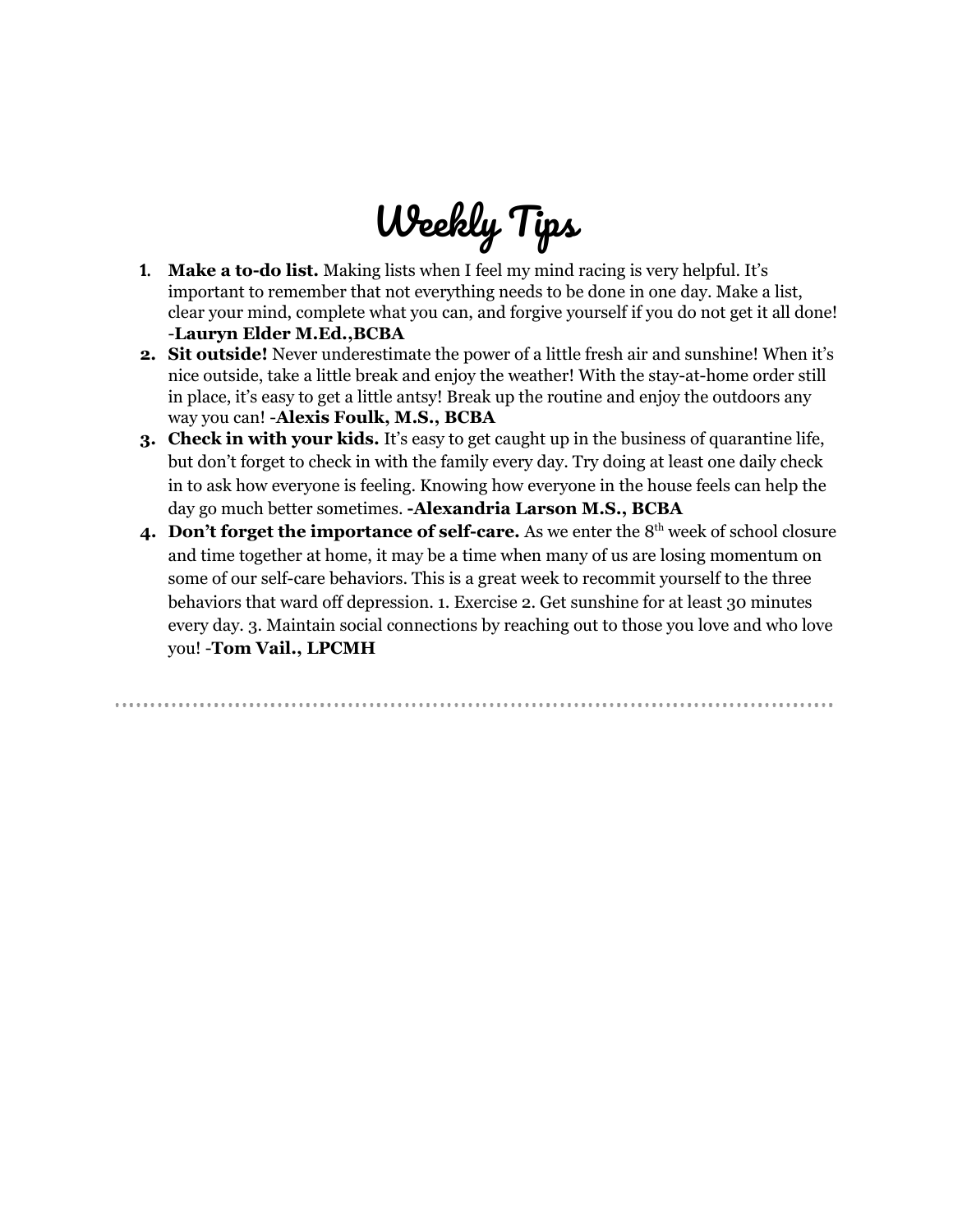# Weekly Tips

1. **Make a to-do list.** Making lists when I feel my mind racing is very helpful. It's important to remember that not everything needs to be done in one day. Make a list, clear your mind, complete what you can, and forgive yourself if you do not get it all done! -**Lauryn Elder M.Ed.,BCBA**
2. **Sit outside!** Never underestimate the power of a little fresh air and sunshine! When it's nice outside, take a little break and enjoy the weather! With the stay-at-home order still in place, it's easy to get a little antsy! Break up the routine and enjoy the outdoors any way you can! -**Alexis Foulk, M.S., BCBA**
3. **Check in with your kids.** It's easy to get caught up in the business of quarantine life, but don't forget to check in with the family every day. Try doing at least one daily check in to ask how everyone is feeling. Knowing how everyone in the house feels can help the day go much better sometimes. **-Alexandria Larson M.S., BCBA**
4. **Don't forget the importance of self-care.** As we enter the 8th week of school closure and time together at home, it may be a time when many of us are losing momentum on some of our self-care behaviors. This is a great week to recommit yourself to the three behaviors that ward off depression. 1. Exercise 2. Get sunshine for at least 30 minutes every day. 3. Maintain social connections by reaching out to those you love and who love you! -**Tom Vail., LPCMH**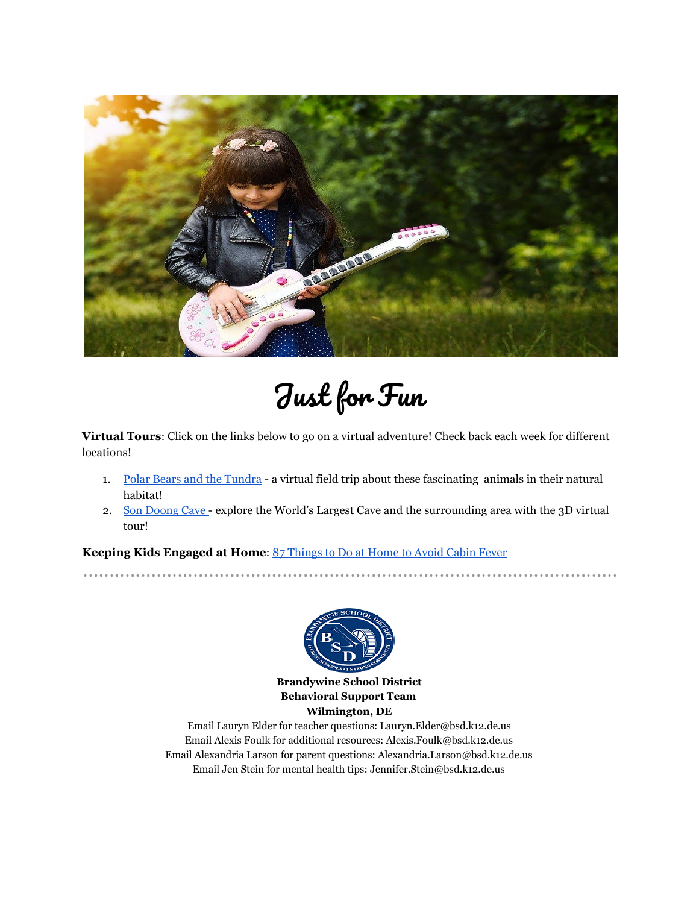# Just for Fun

**Virtual Tours**: Click on the links below to go on a virtual adventure! Check back each week for different locations!

1. Polar Bears and the Tundra - a virtual field trip about these fascinating animals in their natural habitat!
2. Son Doong Cave - explore the World's Largest Cave and the surrounding area with the 3D virtual tour!

**Keeping Kids Engaged at Home**: 87 Things to Do at Home to Avoid Cabin Fever

---

**Brandywine School District**
**Behavioral Support Team**
**Wilmington, DE**

Email Lauryn Elder for teacher questions: Lauryn.Elder@bsd.k12.de.us
Email Alexis Foulk for additional resources: Alexis.Foulk@bsd.k12.de.us
Email Alexandria Larson for parent questions: Alexandria.Larson@bsd.k12.de.us
Email Jen Stein for mental health tips: Jennifer.Stein@bsd.k12.de.us